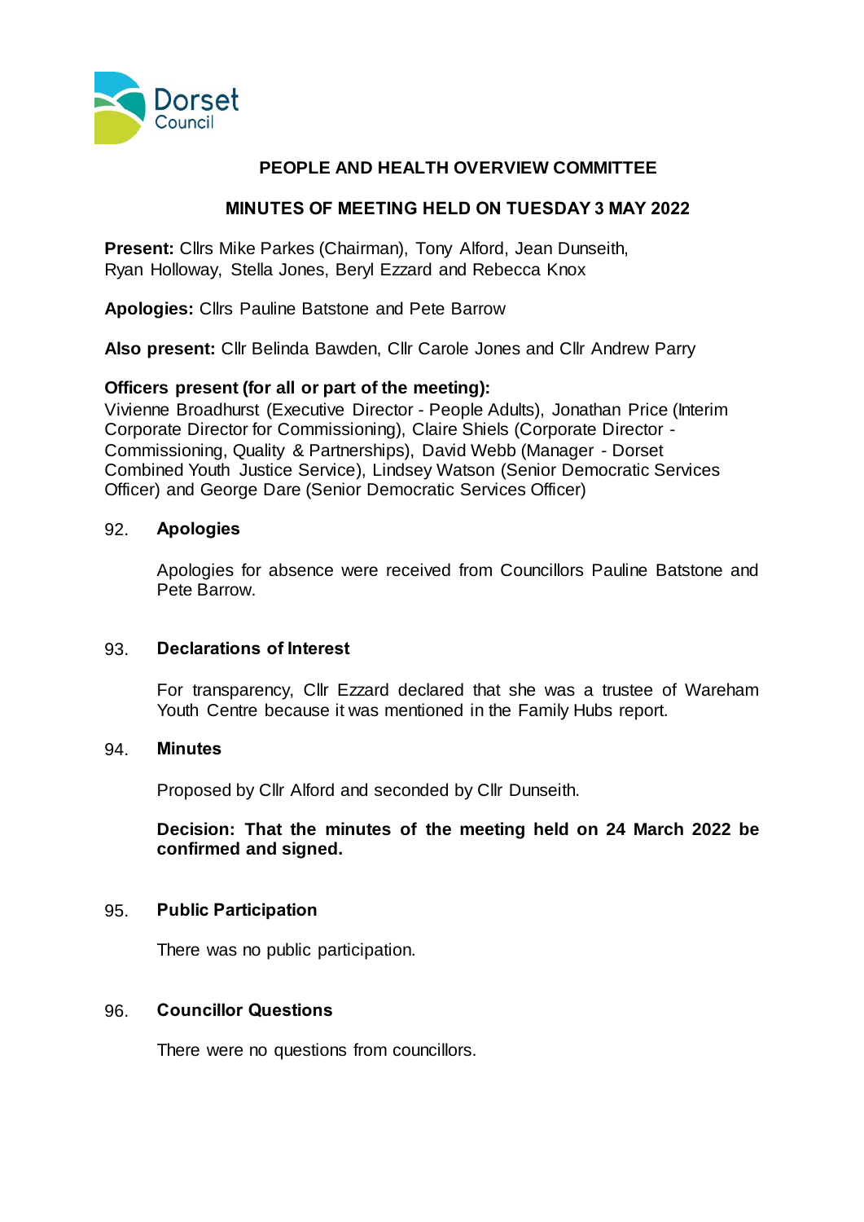# PEOPLE AND HEALTH OVERVIEW COMMITTEE

## MINUTES OF MEETING HELD ON TUESDAY 3 MAY 2022

**Present:** Cllrs Mike Parkes (Chairman), Tony Alford, Jean Dunseith, Ryan Holloway, Stella Jones, Beryl Ezzard and Rebecca Knox

**Apologies:** Cllrs Pauline Batstone and Pete Barrow

**Also present:** Cllr Belinda Bawden, Cllr Carole Jones and Cllr Andrew Parry

**Officers present (for all or part of the meeting):**
Vivienne Broadhurst (Executive Director - People Adults), Jonathan Price (Interim Corporate Director for Commissioning), Claire Shiels (Corporate Director - Commissioning, Quality & Partnerships), David Webb (Manager - Dorset Combined Youth Justice Service), Lindsey Watson (Senior Democratic Services Officer) and George Dare (Senior Democratic Services Officer)

### 92. Apologies

Apologies for absence were received from Councillors Pauline Batstone and Pete Barrow.

### 93. Declarations of Interest

For transparency, Cllr Ezzard declared that she was a trustee of Wareham Youth Centre because it was mentioned in the Family Hubs report.

### 94. Minutes

Proposed by Cllr Alford and seconded by Cllr Dunseith.

**Decision: That the minutes of the meeting held on 24 March 2022 be confirmed and signed.**

### 95. Public Participation

There was no public participation.

### 96. Councillor Questions

There were no questions from councillors.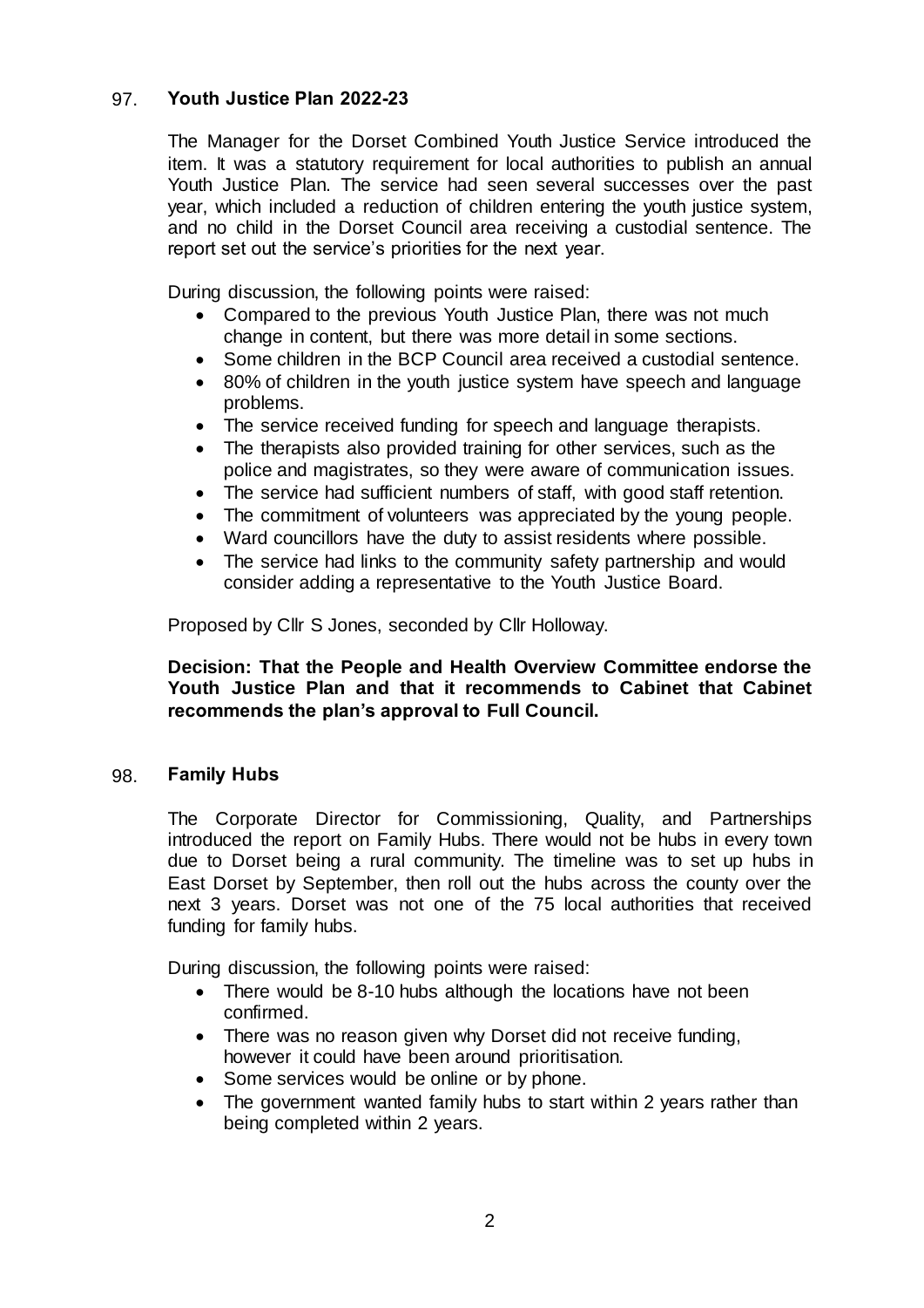## 97. Youth Justice Plan 2022-23

The Manager for the Dorset Combined Youth Justice Service introduced the item. It was a statutory requirement for local authorities to publish an annual Youth Justice Plan. The service had seen several successes over the past year, which included a reduction of children entering the youth justice system, and no child in the Dorset Council area receiving a custodial sentence. The report set out the service's priorities for the next year.

During discussion, the following points were raised:

- Compared to the previous Youth Justice Plan, there was not much change in content, but there was more detail in some sections.
- Some children in the BCP Council area received a custodial sentence.
- 80% of children in the youth justice system have speech and language problems.
- The service received funding for speech and language therapists.
- The therapists also provided training for other services, such as the police and magistrates, so they were aware of communication issues.
- The service had sufficient numbers of staff, with good staff retention.
- The commitment of volunteers was appreciated by the young people.
- Ward councillors have the duty to assist residents where possible.
- The service had links to the community safety partnership and would consider adding a representative to the Youth Justice Board.

Proposed by Cllr S Jones, seconded by Cllr Holloway.

**Decision: That the People and Health Overview Committee endorse the Youth Justice Plan and that it recommends to Cabinet that Cabinet recommends the plan's approval to Full Council.**

## 98. Family Hubs

The Corporate Director for Commissioning, Quality, and Partnerships introduced the report on Family Hubs. There would not be hubs in every town due to Dorset being a rural community. The timeline was to set up hubs in East Dorset by September, then roll out the hubs across the county over the next 3 years. Dorset was not one of the 75 local authorities that received funding for family hubs.

During discussion, the following points were raised:

- There would be 8-10 hubs although the locations have not been confirmed.
- There was no reason given why Dorset did not receive funding, however it could have been around prioritisation.
- Some services would be online or by phone.
- The government wanted family hubs to start within 2 years rather than being completed within 2 years.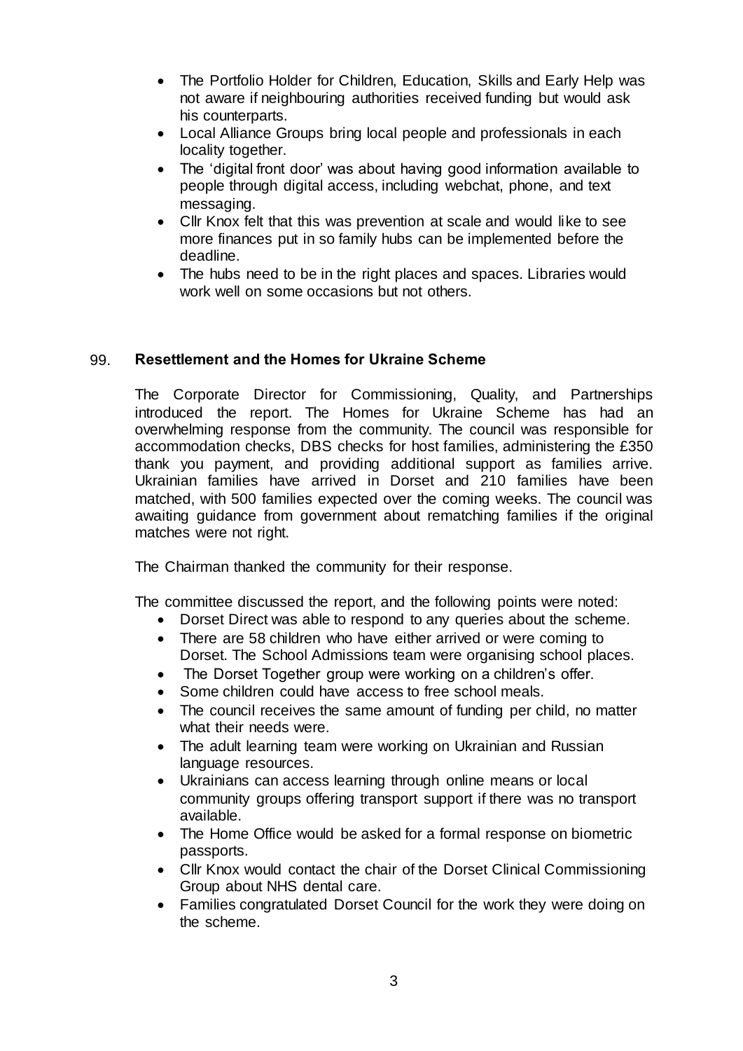- The Portfolio Holder for Children, Education, Skills and Early Help was not aware if neighbouring authorities received funding but would ask his counterparts.
- Local Alliance Groups bring local people and professionals in each locality together.
- The 'digital front door' was about having good information available to people through digital access, including webchat, phone, and text messaging.
- Cllr Knox felt that this was prevention at scale and would like to see more finances put in so family hubs can be implemented before the deadline.
- The hubs need to be in the right places and spaces. Libraries would work well on some occasions but not others.

## 99. Resettlement and the Homes for Ukraine Scheme

The Corporate Director for Commissioning, Quality, and Partnerships introduced the report. The Homes for Ukraine Scheme has had an overwhelming response from the community. The council was responsible for accommodation checks, DBS checks for host families, administering the £350 thank you payment, and providing additional support as families arrive. Ukrainian families have arrived in Dorset and 210 families have been matched, with 500 families expected over the coming weeks. The council was awaiting guidance from government about rematching families if the original matches were not right.

The Chairman thanked the community for their response.

The committee discussed the report, and the following points were noted:

- Dorset Direct was able to respond to any queries about the scheme.
- There are 58 children who have either arrived or were coming to Dorset. The School Admissions team were organising school places.
- The Dorset Together group were working on a children's offer.
- Some children could have access to free school meals.
- The council receives the same amount of funding per child, no matter what their needs were.
- The adult learning team were working on Ukrainian and Russian language resources.
- Ukrainians can access learning through online means or local community groups offering transport support if there was no transport available.
- The Home Office would be asked for a formal response on biometric passports.
- Cllr Knox would contact the chair of the Dorset Clinical Commissioning Group about NHS dental care.
- Families congratulated Dorset Council for the work they were doing on the scheme.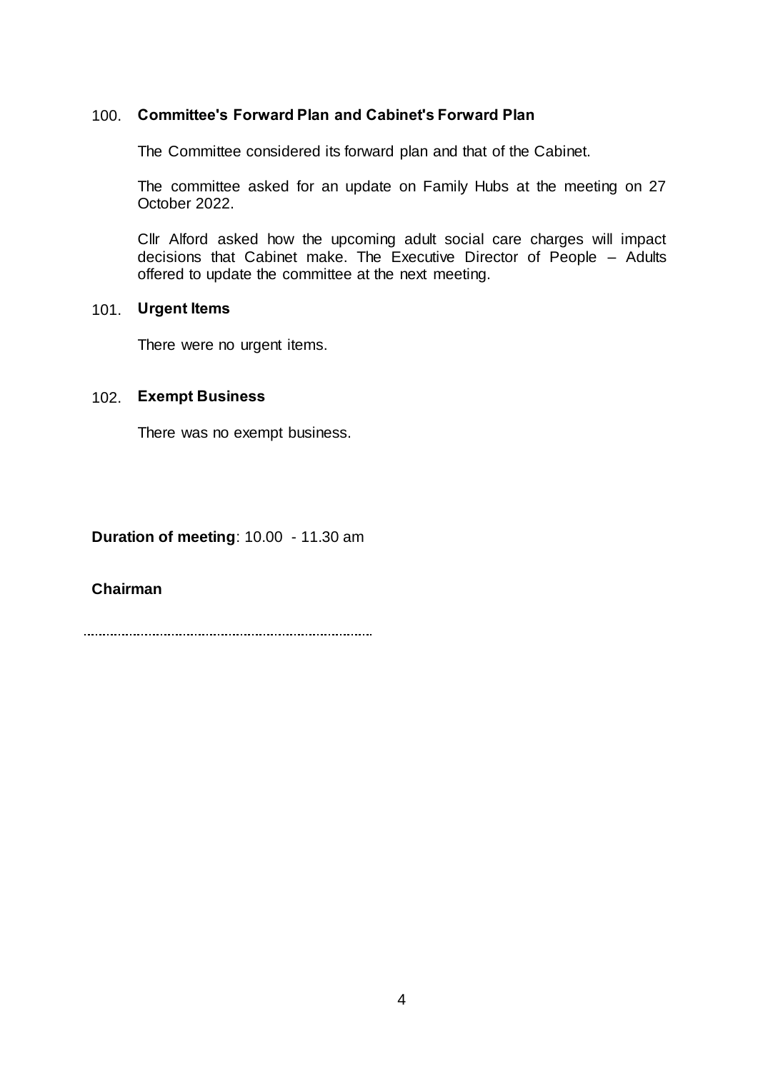### 100. Committee's Forward Plan and Cabinet's Forward Plan

The Committee considered its forward plan and that of the Cabinet.

The committee asked for an update on Family Hubs at the meeting on 27 October 2022.

Cllr Alford asked how the upcoming adult social care charges will impact decisions that Cabinet make. The Executive Director of People – Adults offered to update the committee at the next meeting.

### 101. Urgent Items

There were no urgent items.

### 102. Exempt Business

There was no exempt business.

**Duration of meeting**: 10.00 - 11.30 am

**Chairman**

...............................................................................